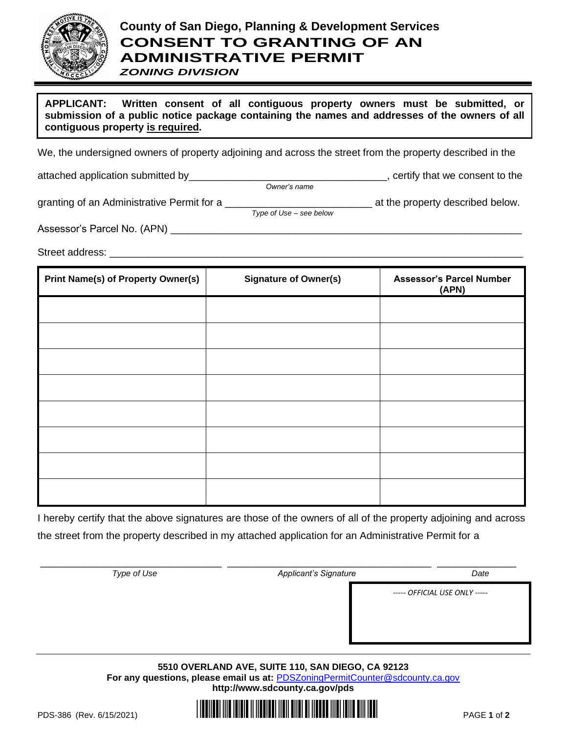# County of San Diego, Planning & Development Services

## CONSENT TO GRANTING OF AN ADMINISTRATIVE PERMIT

### *ZONING DIVISION*

**APPLICANT: Written consent of all contiguous property owners must be submitted, or submission of a public notice package containing the names and addresses of the owners of all contiguous property is required.**

We, the undersigned owners of property adjoining and across the street from the property described in the attached application submitted by___________________________________, certify that we consent to the
*Owner's name*

granting of an Administrative Permit for a __________________________ at the property described below.
*Type of Use – see below*

Assessor's Parcel No. (APN) _______________________________________________________________

Street address: ________________________________________________________________________

| Print Name(s) of Property Owner(s) | Signature of Owner(s) | Assessor's Parcel Number (APN) |
|---|---|---|
| | | |
| | | |
| | | |
| | | |
| | | |
| | | |
| | | |
| | | |

I hereby certify that the above signatures are those of the owners of all of the property adjoining and across the street from the property described in my attached application for an Administrative Permit for a

_________________________________ _____________________________________ ______________
*Type of Use* *Applicant's Signature* *Date*

----- *OFFICIAL USE ONLY* -----

**5510 OVERLAND AVE, SUITE 110, SAN DIEGO, CA 92123**
**For any questions, please email us at:** PDSZoningPermitCounter@sdcounty.ca.gov
**http://www.sdcounty.ca.gov/pds**

PDS-386 (Rev. 6/15/2021)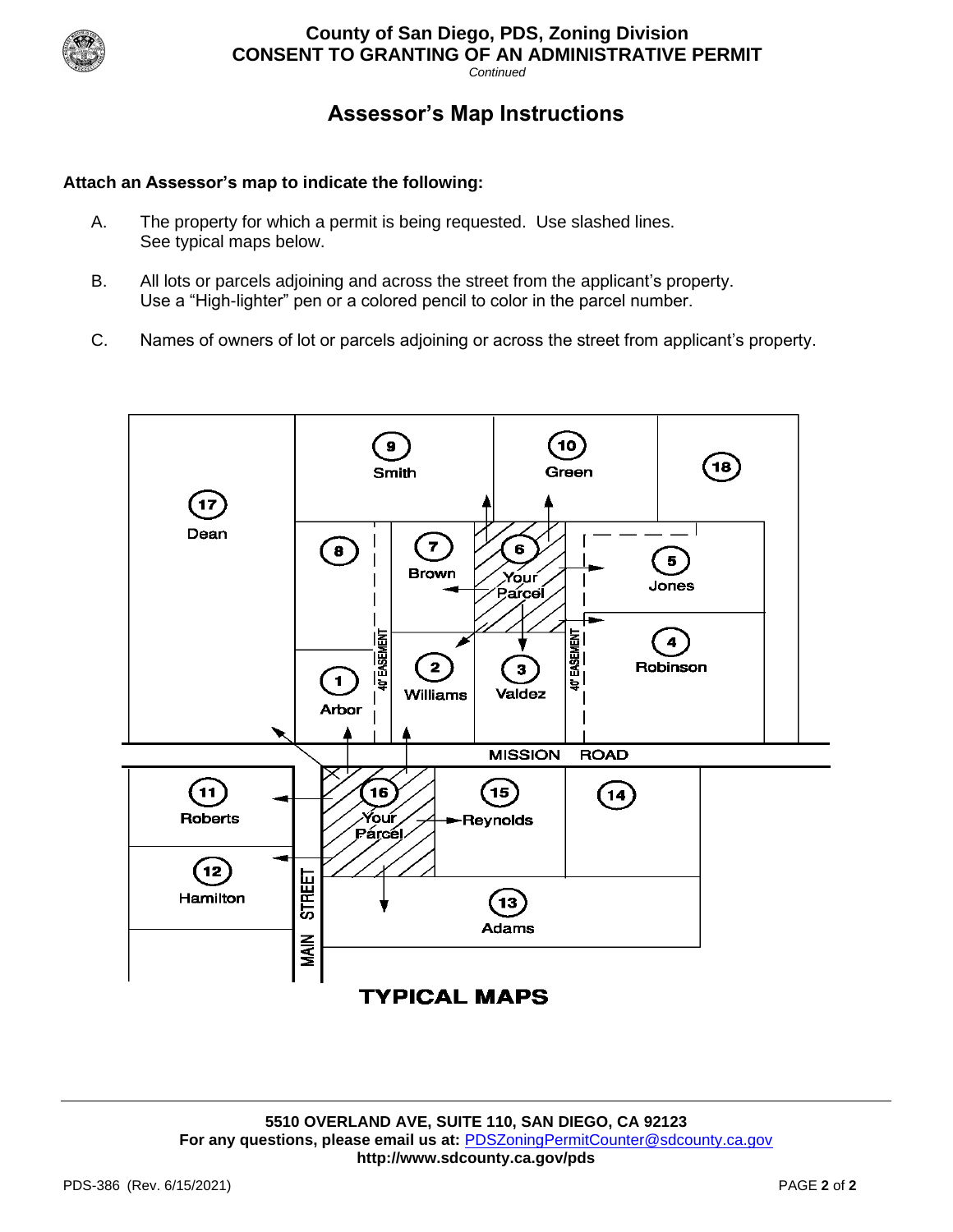## Assessor's Map Instructions

**Attach an Assessor's map to indicate the following:**

A. The property for which a permit is being requested. Use slashed lines. See typical maps below.

B. All lots or parcels adjoining and across the street from the applicant's property. Use a "High-lighter" pen or a colored pencil to color in the parcel number.

C. Names of owners of lot or parcels adjoining or across the street from applicant's property.

9 Smith
10 Green
18
17 Dean
8
7 Brown
6 Your Parcel
5 Jones
4 Robinson
1 Arbor
2 Williams
3 Valdez
40' EASEMENT
40' EASEMENT
MISSION ROAD
11 Roberts
16 Your Parcel
15 Reynolds
14
12 Hamilton
13 Adams
MAIN STREET

**TYPICAL MAPS**

**5510 OVERLAND AVE, SUITE 110, SAN DIEGO, CA 92123**
**For any questions, please email us at:** PDSZoningPermitCounter@sdcounty.ca.gov
**http://www.sdcounty.ca.gov/pds**

PDS-386 (Rev. 6/15/2021)